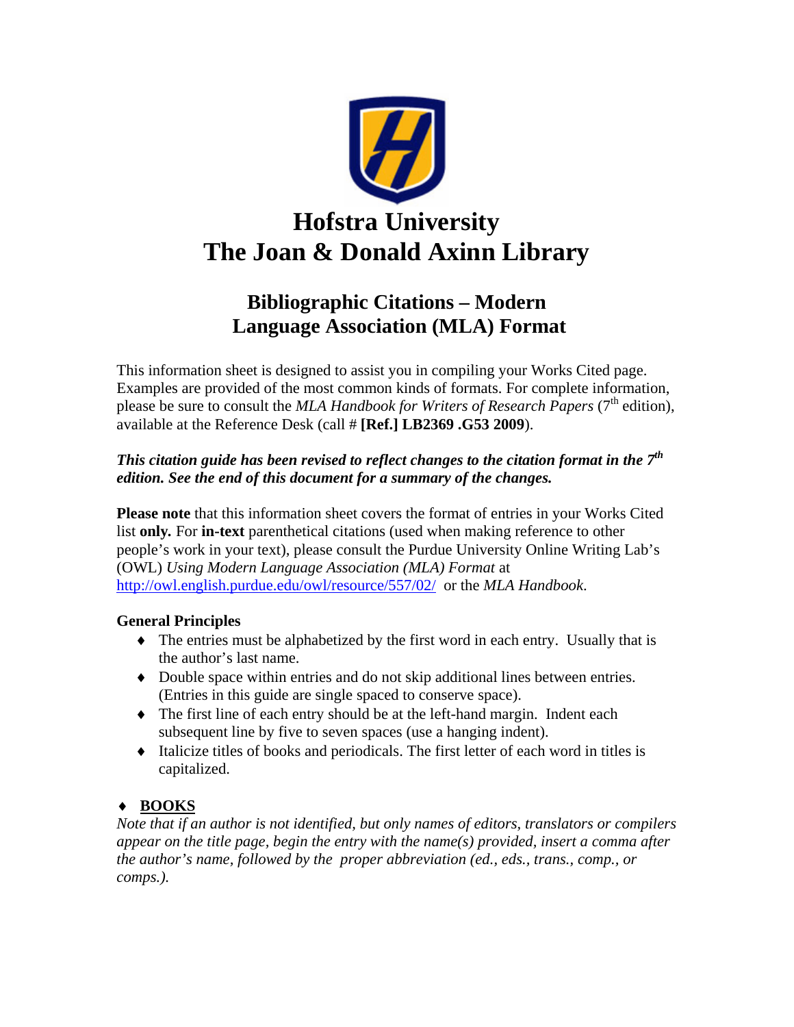# Hofstra University
# The Joan & Donald Axinn Library

## Bibliographic Citations – Modern Language Association (MLA) Format

This information sheet is designed to assist you in compiling your Works Cited page. Examples are provided of the most common kinds of formats. For complete information, please be sure to consult the *MLA Handbook for Writers of Research Papers* (7th edition), available at the Reference Desk (call # **[Ref.] LB2369 .G53 2009**).

***This citation guide has been revised to reflect changes to the citation format in the 7th edition. See the end of this document for a summary of the changes.***

**Please note** that this information sheet covers the format of entries in your Works Cited list **only.** For **in-text** parenthetical citations (used when making reference to other people's work in your text), please consult the Purdue University Online Writing Lab's (OWL) *Using Modern Language Association (MLA) Format* at http://owl.english.purdue.edu/owl/resource/557/02/ or the *MLA Handbook.*

**General Principles**

- The entries must be alphabetized by the first word in each entry. Usually that is the author's last name.
- Double space within entries and do not skip additional lines between entries. (Entries in this guide are single spaced to conserve space).
- The first line of each entry should be at the left-hand margin. Indent each subsequent line by five to seven spaces (use a hanging indent).
- Italicize titles of books and periodicals. The first letter of each word in titles is capitalized.

### BOOKS

*Note that if an author is not identified, but only names of editors, translators or compilers appear on the title page, begin the entry with the name(s) provided, insert a comma after the author's name, followed by the proper abbreviation (ed., eds., trans., comp., or comps.).*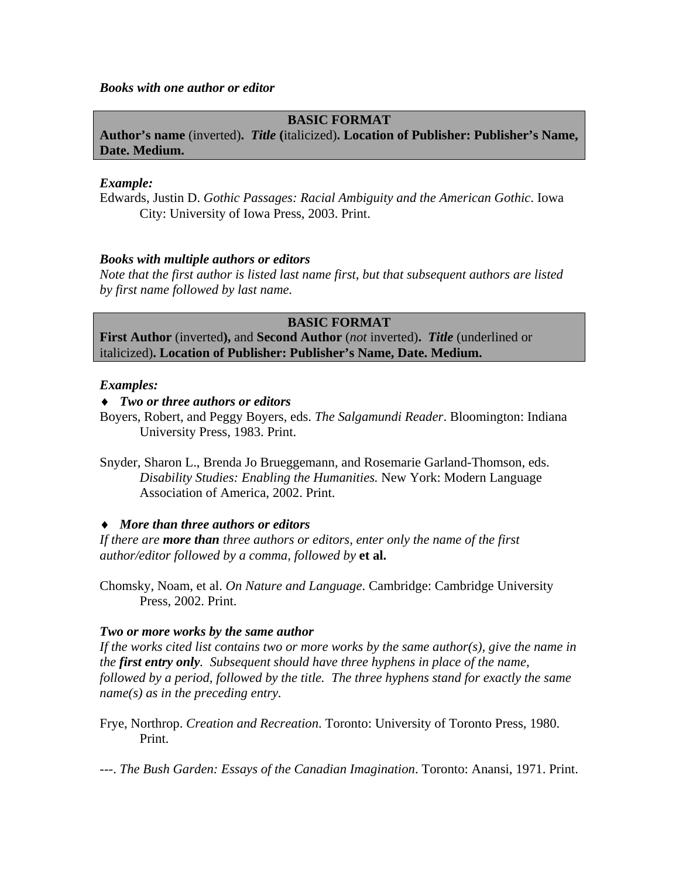***Books with one author or editor***

> **BASIC FORMAT**
>
> **Author's name** (inverted)**.** ***Title*** **(**italicized)**. Location of Publisher: Publisher's Name, Date. Medium.**

***Example:***

Edwards, Justin D. *Gothic Passages: Racial Ambiguity and the American Gothic*. Iowa City: University of Iowa Press, 2003. Print.

***Books with multiple authors or editors***

*Note that the first author is listed last name first, but that subsequent authors are listed by first name followed by last name.*

> **BASIC FORMAT**
>
> **First Author** (inverted**),** and **Second Author** (*not* inverted)**.** ***Title*** (underlined or italicized)**. Location of Publisher: Publisher's Name, Date. Medium.**

***Examples:***

- ***Two or three authors or editors***

Boyers, Robert, and Peggy Boyers, eds. *The Salgamundi Reader*. Bloomington: Indiana University Press, 1983. Print.

Snyder, Sharon L., Brenda Jo Brueggemann, and Rosemarie Garland-Thomson, eds. *Disability Studies: Enabling the Humanities.* New York: Modern Language Association of America, 2002. Print.

- ***More than three authors or editors***

*If there are* ***more than*** *three authors or editors, enter only the name of the first author/editor followed by a comma, followed by* **et al.**

Chomsky, Noam, et al. *On Nature and Language*. Cambridge: Cambridge University Press, 2002. Print.

***Two or more works by the same author***

*If the works cited list contains two or more works by the same author(s), give the name in the* ***first entry only****. Subsequent should have three hyphens in place of the name, followed by a period, followed by the title. The three hyphens stand for exactly the same name(s) as in the preceding entry.*

Frye, Northrop. *Creation and Recreation*. Toronto: University of Toronto Press, 1980. Print.

---. *The Bush Garden: Essays of the Canadian Imagination*. Toronto: Anansi, 1971. Print.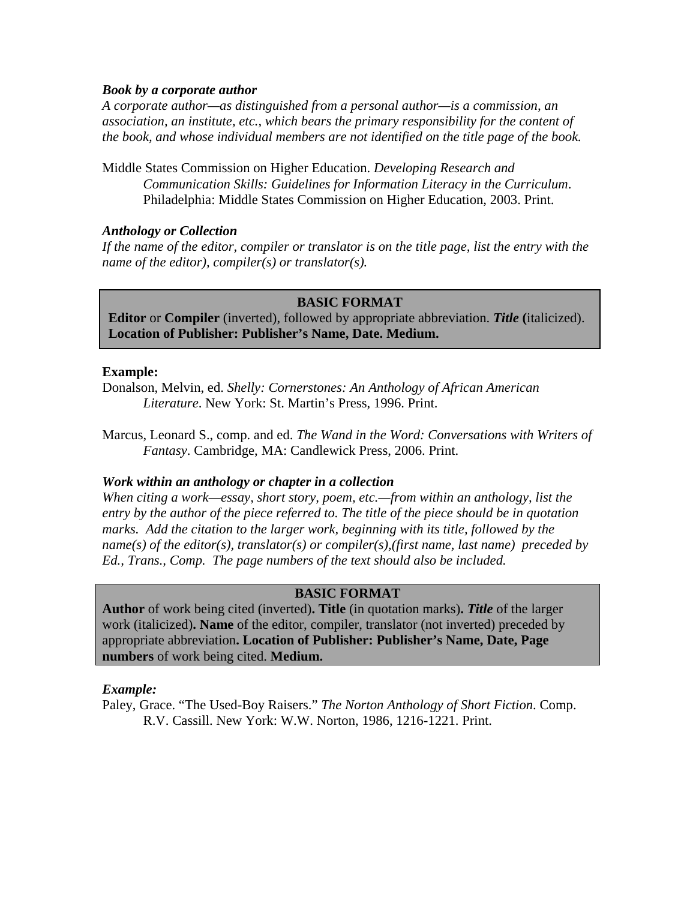***Book by a corporate author***

*A corporate author—as distinguished from a personal author—is a commission, an association, an institute, etc., which bears the primary responsibility for the content of the book, and whose individual members are not identified on the title page of the book.*

Middle States Commission on Higher Education. *Developing Research and Communication Skills: Guidelines for Information Literacy in the Curriculum*. Philadelphia: Middle States Commission on Higher Education, 2003. Print.

***Anthology or Collection***

*If the name of the editor, compiler or translator is on the title page, list the entry with the name of the editor), compiler(s) or translator(s).*

> **BASIC FORMAT**
>
> **Editor** or **Compiler** (inverted), followed by appropriate abbreviation. ***Title*** **(**italicized). **Location of Publisher: Publisher's Name, Date. Medium.**

**Example:**

Donalson, Melvin, ed. *Shelly: Cornerstones: An Anthology of African American Literature*. New York: St. Martin's Press, 1996. Print.

Marcus, Leonard S., comp. and ed. *The Wand in the Word: Conversations with Writers of Fantasy*. Cambridge, MA: Candlewick Press, 2006. Print.

***Work within an anthology or chapter in a collection***

*When citing a work—essay, short story, poem, etc.—from within an anthology, list the entry by the author of the piece referred to. The title of the piece should be in quotation marks. Add the citation to the larger work, beginning with its title, followed by the name(s) of the editor(s), translator(s) or compiler(s),(first name, last name) preceded by Ed., Trans., Comp. The page numbers of the text should also be included.*

> **BASIC FORMAT**
>
> **Author** of work being cited (inverted)**. Title** (in quotation marks)**.** ***Title*** of the larger work (italicized)**. Name** of the editor, compiler, translator (not inverted) preceded by appropriate abbreviation**. Location of Publisher: Publisher's Name, Date, Page numbers** of work being cited. **Medium.**

***Example:***

Paley, Grace. "The Used-Boy Raisers." *The Norton Anthology of Short Fiction*. Comp. R.V. Cassill. New York: W.W. Norton, 1986, 1216-1221. Print.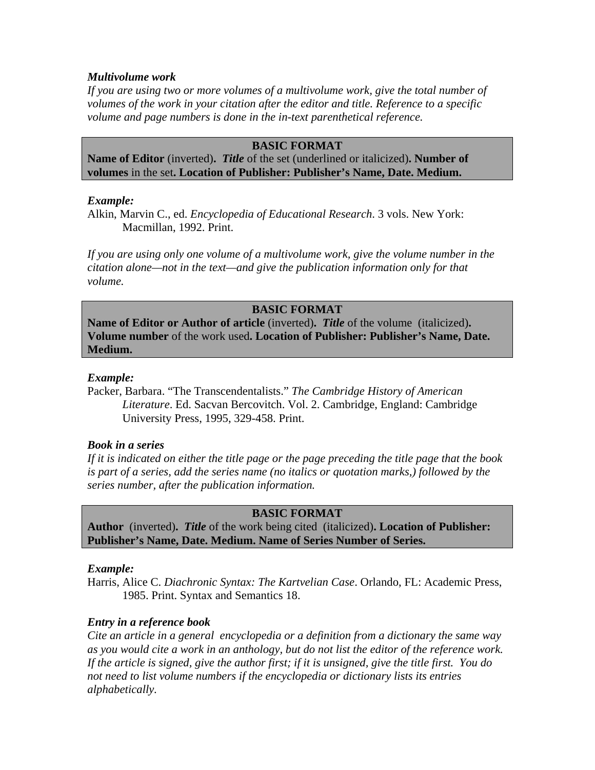***Multivolume work***

*If you are using two or more volumes of a multivolume work, give the total number of volumes of the work in your citation after the editor and title. Reference to a specific volume and page numbers is done in the in-text parenthetical reference.*

> **BASIC FORMAT**
> **Name of Editor** (inverted)**.** ***Title*** of the set (underlined or italicized)**. Number of volumes** in the set**. Location of Publisher: Publisher's Name, Date. Medium.**

***Example:***

Alkin, Marvin C., ed. *Encyclopedia of Educational Research*. 3 vols. New York: Macmillan, 1992. Print.

*If you are using only one volume of a multivolume work, give the volume number in the citation alone—not in the text—and give the publication information only for that volume.*

> **BASIC FORMAT**
> **Name of Editor or Author of article** (inverted)**.** ***Title*** of the volume (italicized)**. Volume number** of the work used**. Location of Publisher: Publisher's Name, Date. Medium.**

***Example:***

Packer, Barbara. "The Transcendentalists." *The Cambridge History of American Literature*. Ed. Sacvan Bercovitch. Vol. 2. Cambridge, England: Cambridge University Press, 1995, 329-458. Print.

***Book in a series***

*If it is indicated on either the title page or the page preceding the title page that the book is part of a series, add the series name (no italics or quotation marks,) followed by the series number, after the publication information.*

> **BASIC FORMAT**
> **Author** (inverted)**.** ***Title*** of the work being cited (italicized)**. Location of Publisher: Publisher's Name, Date. Medium. Name of Series Number of Series.**

***Example:***

Harris, Alice C. *Diachronic Syntax: The Kartvelian Case*. Orlando, FL: Academic Press, 1985. Print. Syntax and Semantics 18.

***Entry in a reference book***

*Cite an article in a general encyclopedia or a definition from a dictionary the same way as you would cite a work in an anthology, but do not list the editor of the reference work. If the article is signed, give the author first; if it is unsigned, give the title first. You do not need to list volume numbers if the encyclopedia or dictionary lists its entries alphabetically*.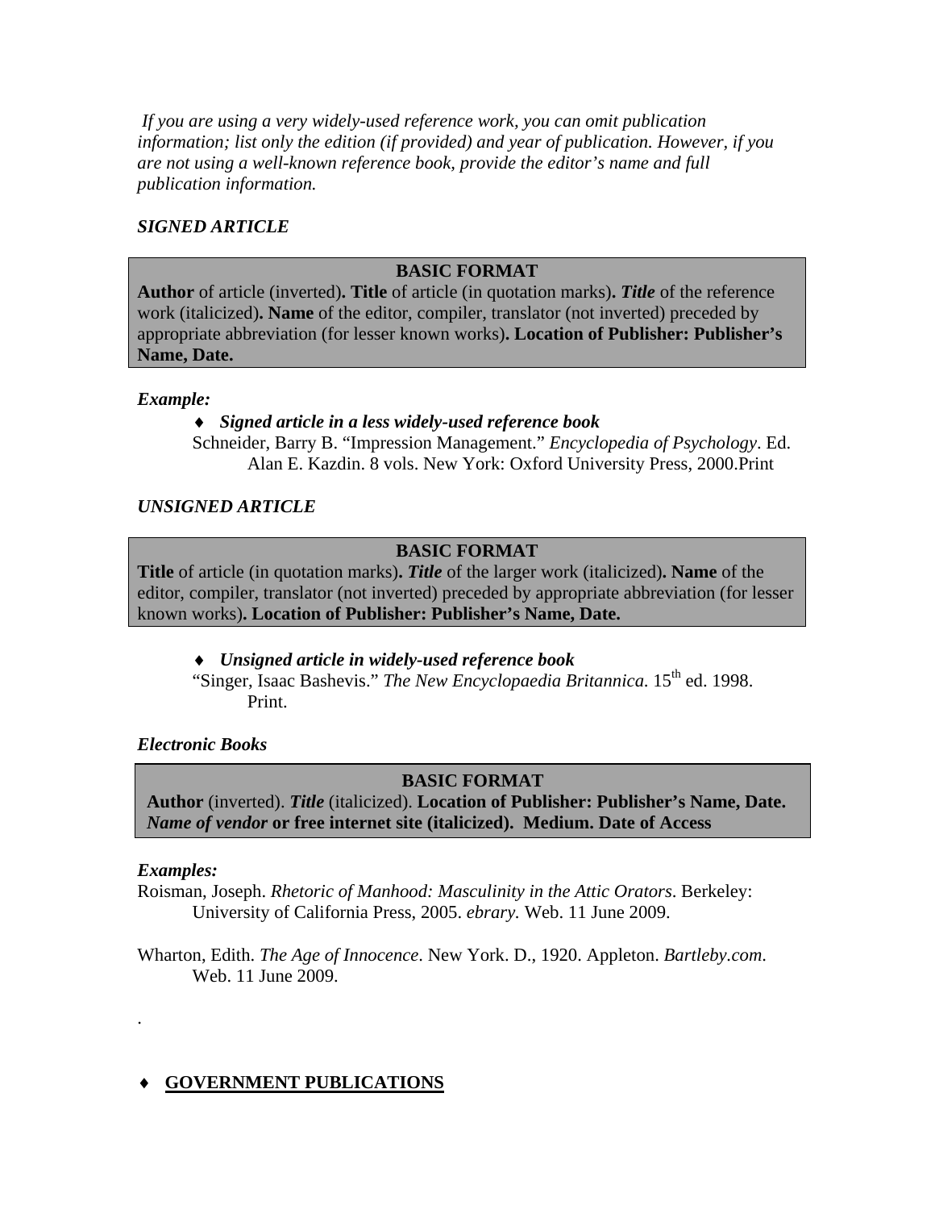*If you are using a very widely-used reference work, you can omit publication information; list only the edition (if provided) and year of publication. However, if you are not using a well-known reference book, provide the editor's name and full publication information.*

***SIGNED ARTICLE***

> **BASIC FORMAT**
> **Author** of article (inverted)**. Title** of article (in quotation marks)**. *Title*** of the reference work (italicized)**. Name** of the editor, compiler, translator (not inverted) preceded by appropriate abbreviation (for lesser known works)**. Location of Publisher: Publisher's Name, Date.**

***Example:***

- ***Signed article in a less widely-used reference book***

  Schneider, Barry B. "Impression Management." *Encyclopedia of Psychology*. Ed. Alan E. Kazdin. 8 vols. New York: Oxford University Press, 2000.Print

***UNSIGNED ARTICLE***

> **BASIC FORMAT**
> **Title** of article (in quotation marks)**. *Title*** of the larger work (italicized)**. Name** of the editor, compiler, translator (not inverted) preceded by appropriate abbreviation (for lesser known works)**. Location of Publisher: Publisher's Name, Date.**

- ***Unsigned article in widely-used reference book***

  "Singer, Isaac Bashevis." *The New Encyclopaedia Britannica*. 15th ed. 1998. Print.

***Electronic Books***

> **BASIC FORMAT**
> **Author** (inverted). ***Title*** (italicized). **Location of Publisher: Publisher's Name, Date. *Name of vendor* or free internet site (italicized). Medium. Date of Access**

***Examples:***

Roisman, Joseph. *Rhetoric of Manhood: Masculinity in the Attic Orators*. Berkeley: University of California Press, 2005. *ebrary.* Web. 11 June 2009.

Wharton, Edith. *The Age of Innocence*. New York. D., 1920. Appleton. *Bartleby.com*. Web. 11 June 2009.

.

- **<u>GOVERNMENT PUBLICATIONS</u>**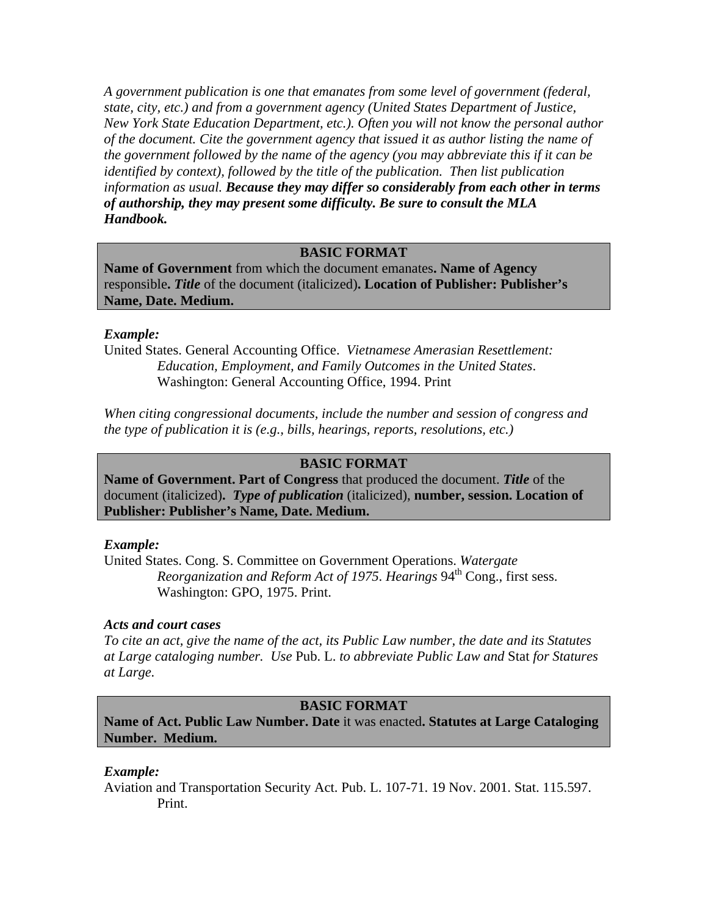*A government publication is one that emanates from some level of government (federal, state, city, etc.) and from a government agency (United States Department of Justice, New York State Education Department, etc.). Often you will not know the personal author of the document. Cite the government agency that issued it as author listing the name of the government followed by the name of the agency (you may abbreviate this if it can be identified by context), followed by the title of the publication. Then list publication information as usual.* ***Because they may differ so considerably from each other in terms of authorship, they may present some difficulty. Be sure to consult the MLA Handbook.***

**BASIC FORMAT**

**Name of Government** from which the document emanates**. Name of Agency** responsible**. *Title*** of the document (italicized)**. Location of Publisher: Publisher's Name, Date. Medium.**

***Example:***

United States. General Accounting Office. *Vietnamese Amerasian Resettlement: Education, Employment, and Family Outcomes in the United States*. Washington: General Accounting Office, 1994. Print

*When citing congressional documents, include the number and session of congress and the type of publication it is (e.g., bills, hearings, reports, resolutions, etc.)*

**BASIC FORMAT**

**Name of Government. Part of Congress** that produced the document. ***Title*** of the document (italicized)**. *Type of publication*** (italicized), **number, session. Location of Publisher: Publisher's Name, Date. Medium.**

***Example:***

United States. Cong. S. Committee on Government Operations. *Watergate Reorganization and Reform Act of 1975. Hearings* 94th Cong., first sess. Washington: GPO, 1975. Print.

***Acts and court cases***

*To cite an act, give the name of the act, its Public Law number, the date and its Statutes at Large cataloging number. Use* Pub. L. *to abbreviate Public Law and* Stat *for Statures at Large.*

**BASIC FORMAT**

**Name of Act. Public Law Number. Date** it was enacted**. Statutes at Large Cataloging Number. Medium.**

***Example:***

Aviation and Transportation Security Act. Pub. L. 107-71. 19 Nov. 2001. Stat. 115.597. Print.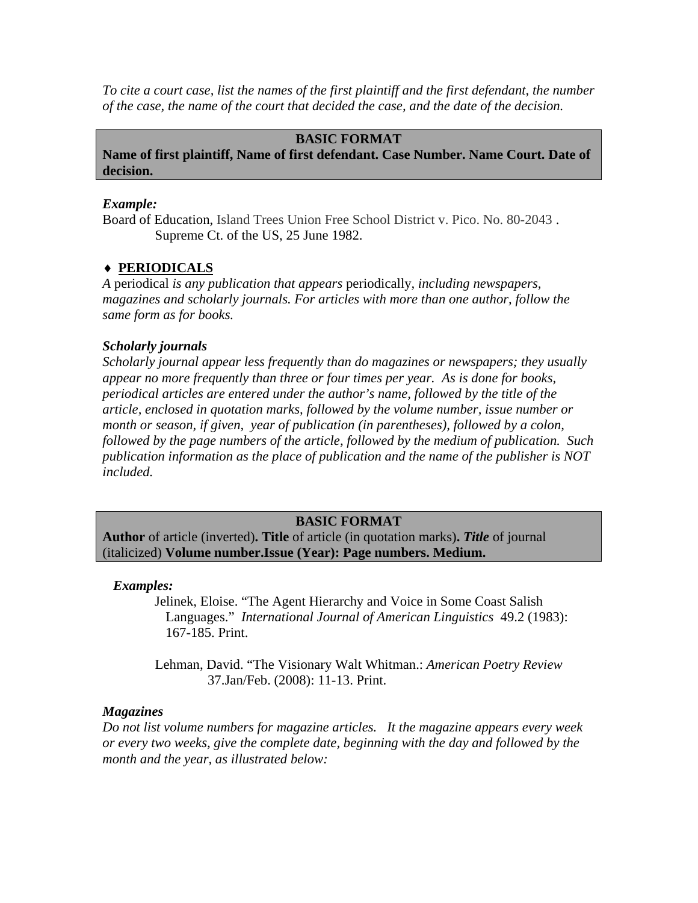*To cite a court case, list the names of the first plaintiff and the first defendant, the number of the case, the name of the court that decided the case, and the date of the decision.*

| **BASIC FORMAT** |
|---|
| **Name of first plaintiff, Name of first defendant. Case Number. Name Court. Date of decision.** |

***Example:***

Board of Education, Island Trees Union Free School District v. Pico. No. 80-2043 . Supreme Ct. of the US, 25 June 1982.

## ♦ PERIODICALS

*A* periodical *is any publication that appears* periodically, *including newspapers, magazines and scholarly journals. For articles with more than one author, follow the same form as for books.*

### *Scholarly journals*

*Scholarly journal appear less frequently than do magazines or newspapers; they usually appear no more frequently than three or four times per year. As is done for books, periodical articles are entered under the author's name, followed by the title of the article, enclosed in quotation marks, followed by the volume number, issue number or month or season, if given, year of publication (in parentheses), followed by a colon, followed by the page numbers of the article, followed by the medium of publication. Such publication information as the place of publication and the name of the publisher is NOT included.*

| **BASIC FORMAT** |
|---|
| **Author** of article (inverted)**. Title** of article (in quotation marks)**. *Title*** of journal (italicized) **Volume number.Issue (Year): Page numbers. Medium.** |

***Examples:***

Jelinek, Eloise. "The Agent Hierarchy and Voice in Some Coast Salish Languages." *International Journal of American Linguistics* 49.2 (1983): 167-185. Print.

Lehman, David. "The Visionary Walt Whitman.: *American Poetry Review* 37.Jan/Feb. (2008): 11-13. Print.

### *Magazines*

*Do not list volume numbers for magazine articles. It the magazine appears every week or every two weeks, give the complete date, beginning with the day and followed by the month and the year, as illustrated below:*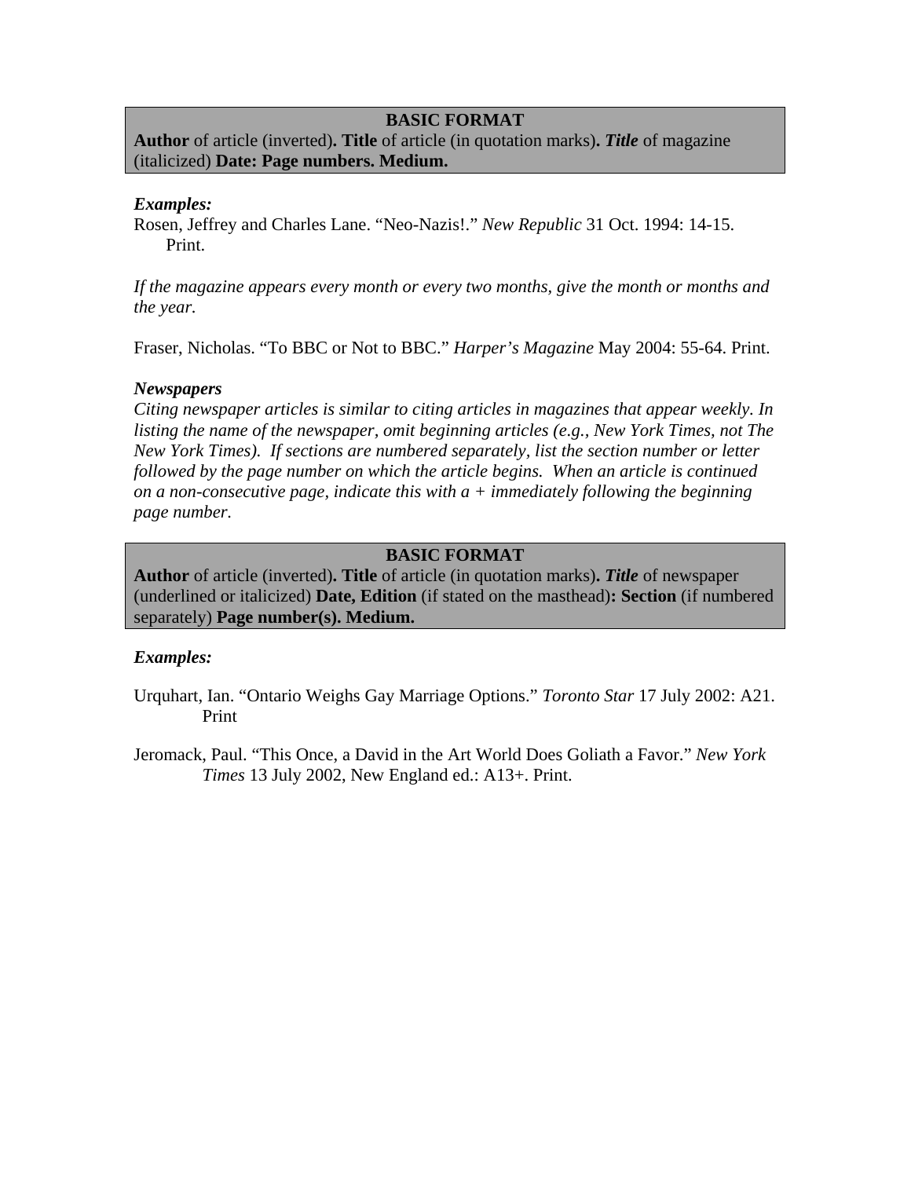**BASIC FORMAT**

**Author** of article (inverted)**. Title** of article (in quotation marks)**. *Title*** of magazine (italicized) **Date: Page numbers. Medium.**

***Examples:***

Rosen, Jeffrey and Charles Lane. "Neo-Nazis!." *New Republic* 31 Oct. 1994: 14-15. Print.

*If the magazine appears every month or every two months, give the month or months and the year.*

Fraser, Nicholas. "To BBC or Not to BBC." *Harper's Magazine* May 2004: 55-64. Print.

***Newspapers***

*Citing newspaper articles is similar to citing articles in magazines that appear weekly. In listing the name of the newspaper, omit beginning articles (e.g., New York Times, not The New York Times). If sections are numbered separately, list the section number or letter followed by the page number on which the article begins. When an article is continued on a non-consecutive page, indicate this with a + immediately following the beginning page number.*

**BASIC FORMAT**

**Author** of article (inverted)**. Title** of article (in quotation marks)**. *Title*** of newspaper (underlined or italicized) **Date, Edition** (if stated on the masthead)**: Section** (if numbered separately) **Page number(s). Medium.**

***Examples:***

Urquhart, Ian. "Ontario Weighs Gay Marriage Options." *Toronto Star* 17 July 2002: A21. Print

Jeromack, Paul. "This Once, a David in the Art World Does Goliath a Favor." *New York Times* 13 July 2002, New England ed.: A13+. Print.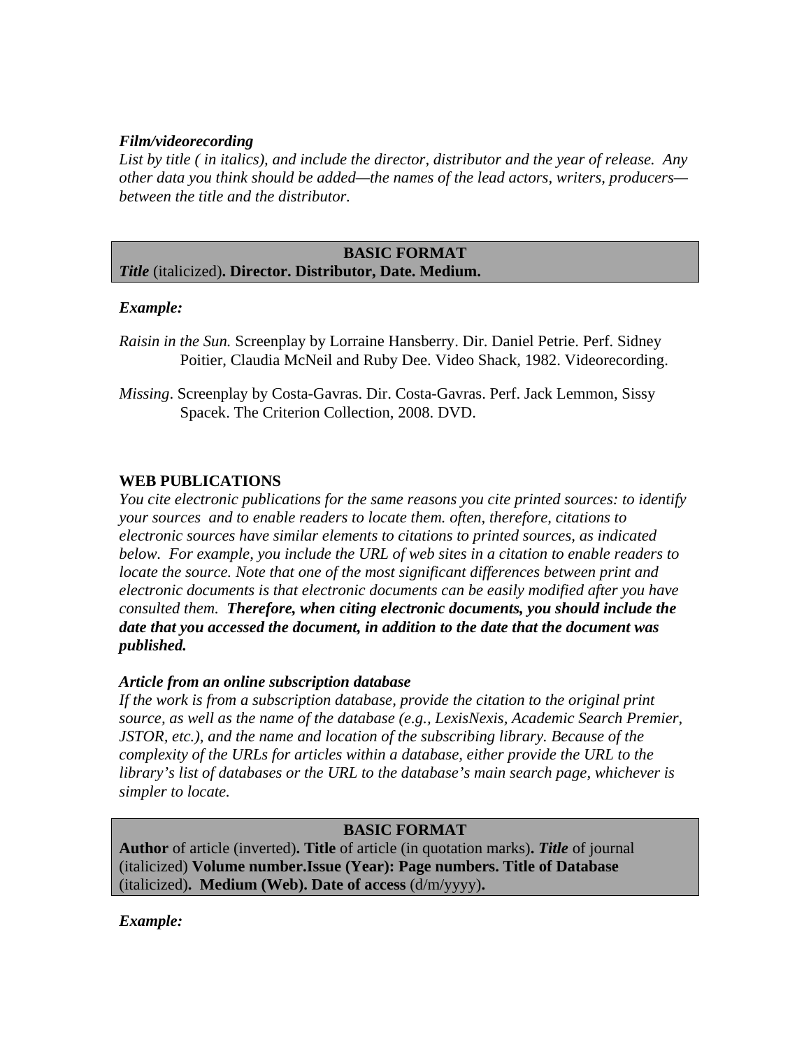***Film/videorecording***

*List by title ( in italics), and include the director, distributor and the year of release. Any other data you think should be added—the names of the lead actors, writers, producers—between the title and the distributor.*

**BASIC FORMAT**

***Title*** (italicized)**. Director. Distributor, Date. Medium.**

***Example:***

*Raisin in the Sun.* Screenplay by Lorraine Hansberry. Dir. Daniel Petrie. Perf. Sidney Poitier, Claudia McNeil and Ruby Dee. Video Shack, 1982. Videorecording.

*Missing*. Screenplay by Costa-Gavras. Dir. Costa-Gavras. Perf. Jack Lemmon, Sissy Spacek. The Criterion Collection, 2008. DVD.

**WEB PUBLICATIONS**

*You cite electronic publications for the same reasons you cite printed sources: to identify your sources and to enable readers to locate them. often, therefore, citations to electronic sources have similar elements to citations to printed sources, as indicated below. For example, you include the URL of web sites in a citation to enable readers to locate the source. Note that one of the most significant differences between print and electronic documents is that electronic documents can be easily modified after you have consulted them.* ***Therefore, when citing electronic documents, you should include the date that you accessed the document, in addition to the date that the document was published.***

***Article from an online subscription database***

*If the work is from a subscription database, provide the citation to the original print source, as well as the name of the database (e.g., LexisNexis, Academic Search Premier, JSTOR, etc.), and the name and location of the subscribing library. Because of the complexity of the URLs for articles within a database, either provide the URL to the library's list of databases or the URL to the database's main search page, whichever is simpler to locate.*

**BASIC FORMAT**

**Author** of article (inverted)**. Title** of article (in quotation marks)**. *Title*** of journal (italicized) **Volume number.Issue (Year): Page numbers. Title of Database** (italicized)**. Medium (Web). Date of access** (d/m/yyyy)**.**

***Example:***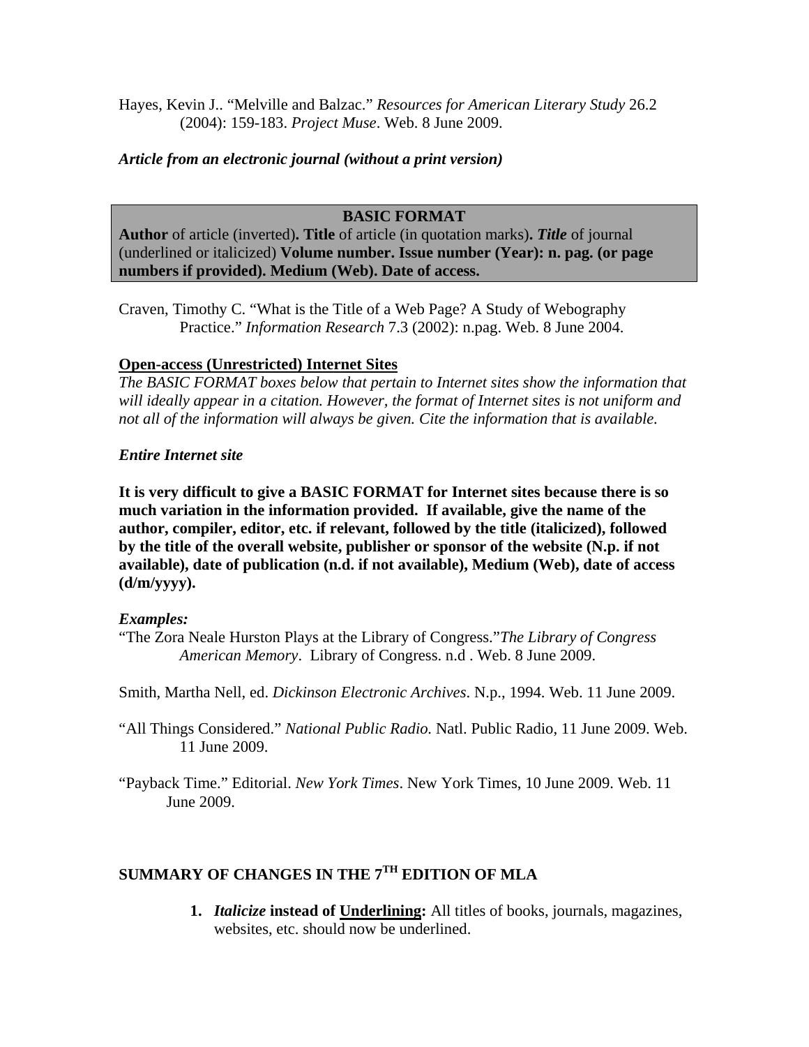Hayes, Kevin J.. "Melville and Balzac." *Resources for American Literary Study* 26.2 (2004): 159-183. *Project Muse*. Web. 8 June 2009.

***Article from an electronic journal (without a print version)***

| **BASIC FORMAT** |
|---|
| **Author** of article (inverted)**. Title** of article (in quotation marks)**. *Title*** of journal (underlined or italicized) **Volume number. Issue number (Year): n. pag. (or page numbers if provided). Medium (Web). Date of access.** |

Craven, Timothy C. "What is the Title of a Web Page? A Study of Webography Practice." *Information Research* 7.3 (2002): n.pag. Web. 8 June 2004.

**Open-access (Unrestricted) Internet Sites**

*The BASIC FORMAT boxes below that pertain to Internet sites show the information that will ideally appear in a citation. However, the format of Internet sites is not uniform and not all of the information will always be given. Cite the information that is available.*

***Entire Internet site***

**It is very difficult to give a BASIC FORMAT for Internet sites because there is so much variation in the information provided. If available, give the name of the author, compiler, editor, etc. if relevant, followed by the title (italicized), followed by the title of the overall website, publisher or sponsor of the website (N.p. if not available), date of publication (n.d. if not available), Medium (Web), date of access (d/m/yyyy).**

***Examples:***

"The Zora Neale Hurston Plays at the Library of Congress."*The Library of Congress American Memory*. Library of Congress. n.d . Web. 8 June 2009.

Smith, Martha Nell, ed. *Dickinson Electronic Archives*. N.p., 1994. Web. 11 June 2009.

"All Things Considered." *National Public Radio.* Natl. Public Radio, 11 June 2009. Web. 11 June 2009.

"Payback Time." Editorial. *New York Times*. New York Times, 10 June 2009. Web. 11 June 2009.

## SUMMARY OF CHANGES IN THE 7TH EDITION OF MLA

1. ***Italicize* instead of Underlining:** All titles of books, journals, magazines, websites, etc. should now be underlined.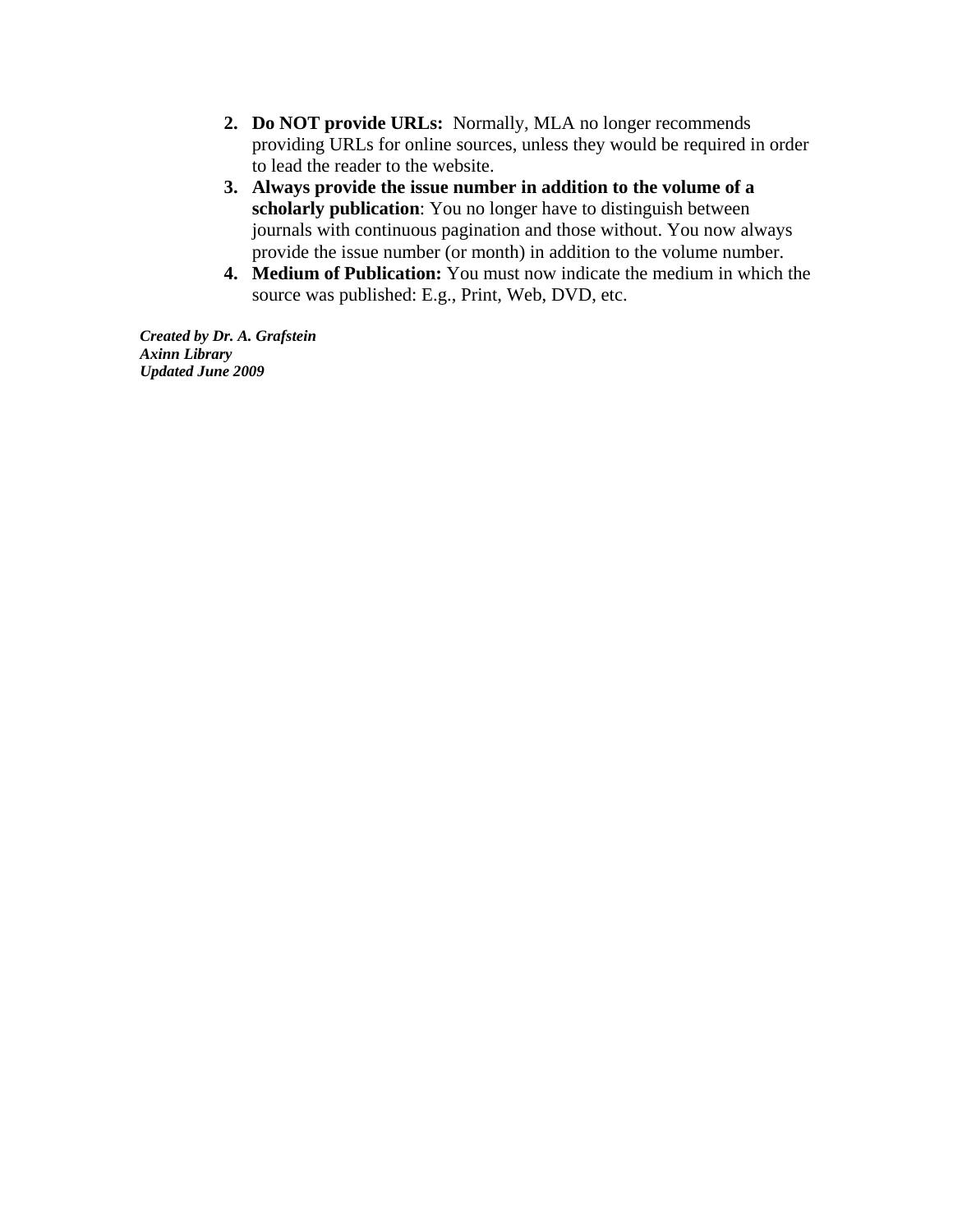2. **Do NOT provide URLs:** Normally, MLA no longer recommends providing URLs for online sources, unless they would be required in order to lead the reader to the website.
3. **Always provide the issue number in addition to the volume of a scholarly publication**: You no longer have to distinguish between journals with continuous pagination and those without. You now always provide the issue number (or month) in addition to the volume number.
4. **Medium of Publication:** You must now indicate the medium in which the source was published: E.g., Print, Web, DVD, etc.

***Created by Dr. A. Grafstein***
***Axinn Library***
***Updated June 2009***